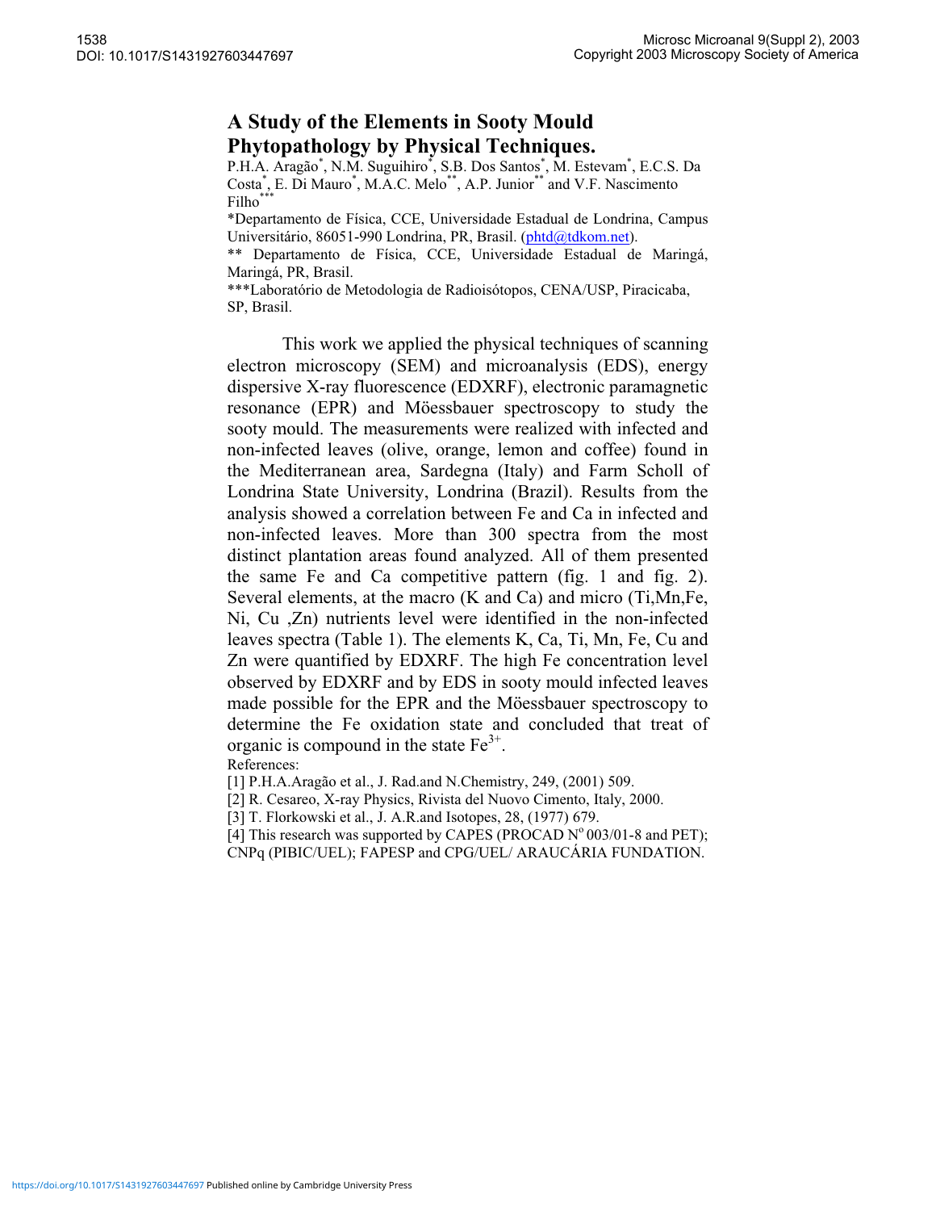# A Study of the Elements in Sooty Mould Phytopathology by Physical Techniques.

P.H.A. Aragão*, N.M. Suguihiro*, S.B. Dos Santos*, M. Estevam*, E.C.S. Da Costa*, E. Di Mauro*, M.A.C. Melo**, A.P. Junior** and V.F. Nascimento Filho***

*Departamento de Física, CCE, Universidade Estadual de Londrina, Campus Universitário, 86051-990 Londrina, PR, Brasil. (phtd@tdkom.net).

** Departamento de Física, CCE, Universidade Estadual de Maringá, Maringá, PR, Brasil.

***Laboratório de Metodologia de Radioisótopos, CENA/USP, Piracicaba, SP, Brasil.

This work we applied the physical techniques of scanning electron microscopy (SEM) and microanalysis (EDS), energy dispersive X-ray fluorescence (EDXRF), electronic paramagnetic resonance (EPR) and Möessbauer spectroscopy to study the sooty mould. The measurements were realized with infected and non-infected leaves (olive, orange, lemon and coffee) found in the Mediterranean area, Sardegna (Italy) and Farm Scholl of Londrina State University, Londrina (Brazil). Results from the analysis showed a correlation between Fe and Ca in infected and non-infected leaves. More than 300 spectra from the most distinct plantation areas found analyzed. All of them presented the same Fe and Ca competitive pattern (fig. 1 and fig. 2). Several elements, at the macro (K and Ca) and micro (Ti,Mn,Fe, Ni, Cu ,Zn) nutrients level were identified in the non-infected leaves spectra (Table 1). The elements K, Ca, Ti, Mn, Fe, Cu and Zn were quantified by EDXRF. The high Fe concentration level observed by EDXRF and by EDS in sooty mould infected leaves made possible for the EPR and the Möessbauer spectroscopy to determine the Fe oxidation state and concluded that treat of organic is compound in the state $Fe^{3+}$.

References:

[1] P.H.A.Aragão et al., J. Rad.and N.Chemistry, 249, (2001) 509.

[2] R. Cesareo, X-ray Physics, Rivista del Nuovo Cimento, Italy, 2000.

[3] T. Florkowski et al., J. A.R.and Isotopes, 28, (1977) 679.

[4] This research was supported by CAPES (PROCAD N° 003/01-8 and PET); CNPq (PIBIC/UEL); FAPESP and CPG/UEL/ ARAUCÁRIA FUNDATION.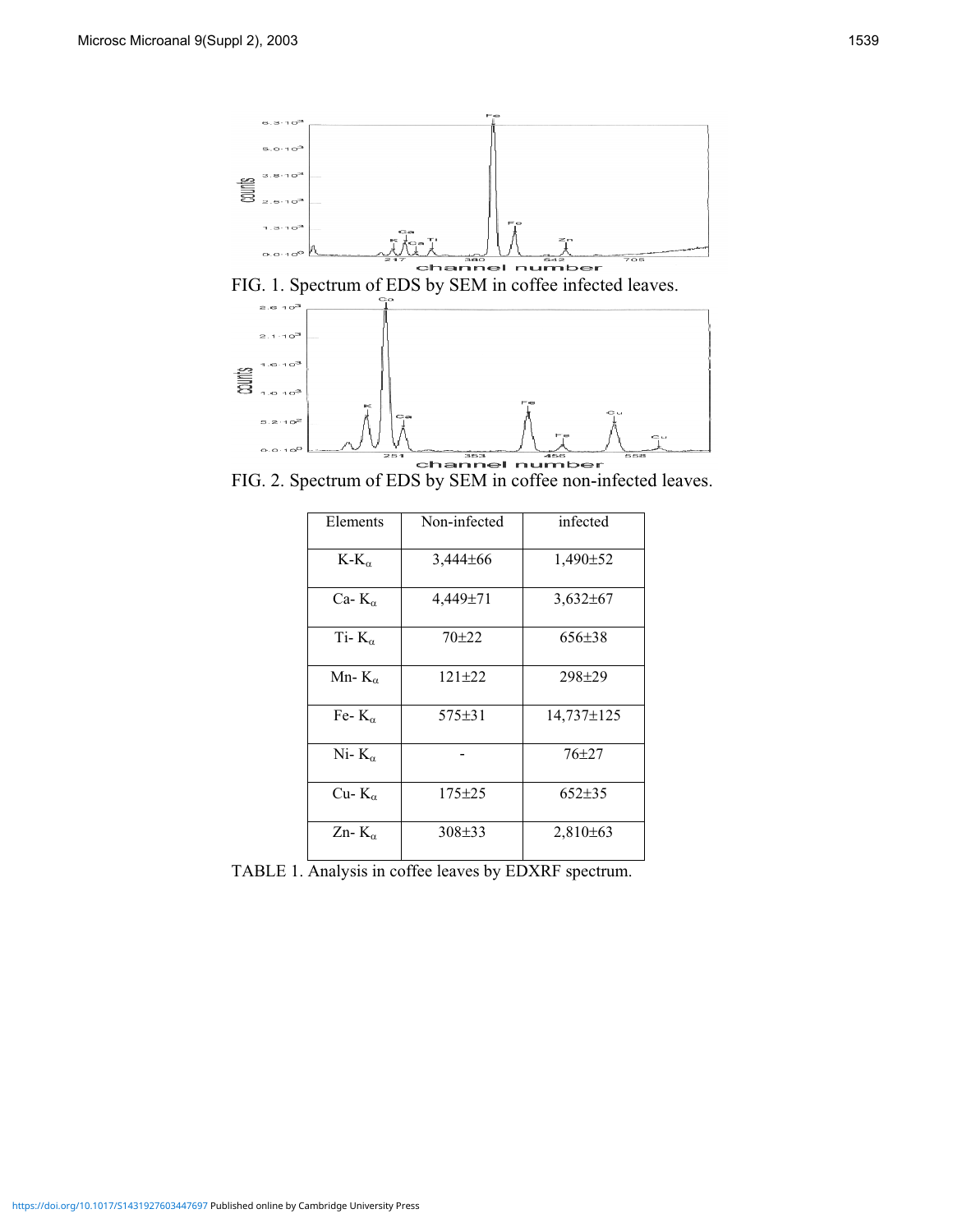6.3·10³
5.0·10³
3.8·10³
2.5·10³
1.3·10³
0.0·10⁰
counts
K Ca Ca Ti Fe Fe Zn
217 380 542 705
channel number

FIG. 1. Spectrum of EDS by SEM in coffee infected leaves.

2.6·10³
2.1·10³
1.6·10³
1.0·10³
5.2·10²
0.0·10⁰
counts
K Ca Ca Fe Fe Cu Cu
251 353 456 558
channel number

FIG. 2. Spectrum of EDS by SEM in coffee non-infected leaves.

| Elements | Non-infected | infected |
|---|---|---|
| K-$K_\alpha$ | 3,444±66 | 1,490±52 |
| Ca- $K_\alpha$ | 4,449±71 | 3,632±67 |
| Ti- $K_\alpha$ | 70±22 | 656±38 |
| Mn- $K_\alpha$ | 121±22 | 298±29 |
| Fe- $K_\alpha$ | 575±31 | 14,737±125 |
| Ni- $K_\alpha$ | - | 76±27 |
| Cu- $K_\alpha$ | 175±25 | 652±35 |
| Zn- $K_\alpha$ | 308±33 | 2,810±63 |

TABLE 1. Analysis in coffee leaves by EDXRF spectrum.